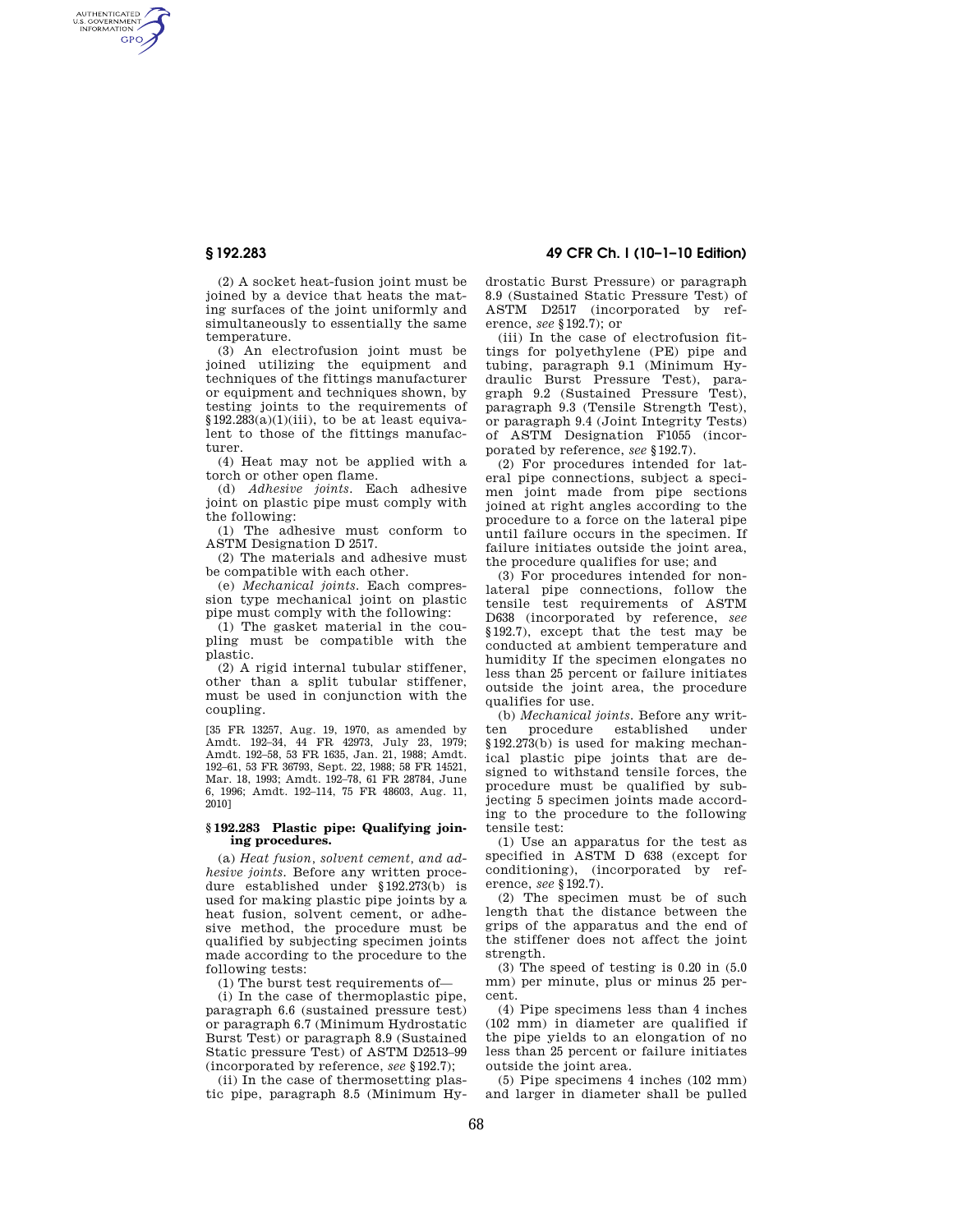(2) A socket heat-fusion joint must be joined by a device that heats the mating surfaces of the joint uniformly and simultaneously to essentially the same temperature.

(3) An electrofusion joint must be joined utilizing the equipment and techniques of the fittings manufacturer or equipment and techniques shown, by testing joints to the requirements of §192.283(a)(1)(iii), to be at least equivalent to those of the fittings manufacturer.

(4) Heat may not be applied with a torch or other open flame.

(d) *Adhesive joints.* Each adhesive joint on plastic pipe must comply with the following:

(1) The adhesive must conform to ASTM Designation D 2517.

(2) The materials and adhesive must be compatible with each other.

(e) *Mechanical joints.* Each compression type mechanical joint on plastic pipe must comply with the following:

(1) The gasket material in the coupling must be compatible with the plastic.

(2) A rigid internal tubular stiffener, other than a split tubular stiffener, must be used in conjunction with the coupling.

[35 FR 13257, Aug. 19, 1970, as amended by Amdt. 192–34, 44 FR 42973, July 23, 1979; Amdt. 192–58, 53 FR 1635, Jan. 21, 1988; Amdt. 192–61, 53 FR 36793, Sept. 22, 1988; 58 FR 14521, Mar. 18, 1993; Amdt. 192–78, 61 FR 28784, June 6, 1996; Amdt. 192–114, 75 FR 48603, Aug. 11, 2010]

## § 192.283 Plastic pipe: Qualifying joining procedures.

(a) *Heat fusion, solvent cement, and adhesive joints.* Before any written procedure established under §192.273(b) is used for making plastic pipe joints by a heat fusion, solvent cement, or adhesive method, the procedure must be qualified by subjecting specimen joints made according to the procedure to the following tests:

(1) The burst test requirements of—

(i) In the case of thermoplastic pipe, paragraph 6.6 (sustained pressure test) or paragraph 6.7 (Minimum Hydrostatic Burst Test) or paragraph 8.9 (Sustained Static pressure Test) of ASTM D2513–99 (incorporated by reference, *see* §192.7);

(ii) In the case of thermosetting plastic pipe, paragraph 8.5 (Minimum Hydrostatic Burst Pressure) or paragraph 8.9 (Sustained Static Pressure Test) of ASTM D2517 (incorporated by reference, *see* §192.7); or

(iii) In the case of electrofusion fittings for polyethylene (PE) pipe and tubing, paragraph 9.1 (Minimum Hydraulic Burst Pressure Test), paragraph 9.2 (Sustained Pressure Test), paragraph 9.3 (Tensile Strength Test), or paragraph 9.4 (Joint Integrity Tests) of ASTM Designation F1055 (incorporated by reference, *see* §192.7).

(2) For procedures intended for lateral pipe connections, subject a specimen joint made from pipe sections joined at right angles according to the procedure to a force on the lateral pipe until failure occurs in the specimen. If failure initiates outside the joint area, the procedure qualifies for use; and

(3) For procedures intended for non-lateral pipe connections, follow the tensile test requirements of ASTM D638 (incorporated by reference, *see* §192.7), except that the test may be conducted at ambient temperature and humidity If the specimen elongates no less than 25 percent or failure initiates outside the joint area, the procedure qualifies for use.

(b) *Mechanical joints.* Before any written procedure established under §192.273(b) is used for making mechanical plastic pipe joints that are designed to withstand tensile forces, the procedure must be qualified by subjecting 5 specimen joints made according to the procedure to the following tensile test:

(1) Use an apparatus for the test as specified in ASTM D 638 (except for conditioning), (incorporated by reference, *see* §192.7).

(2) The specimen must be of such length that the distance between the grips of the apparatus and the end of the stiffener does not affect the joint strength.

(3) The speed of testing is 0.20 in (5.0 mm) per minute, plus or minus 25 percent.

(4) Pipe specimens less than 4 inches (102 mm) in diameter are qualified if the pipe yields to an elongation of no less than 25 percent or failure initiates outside the joint area.

(5) Pipe specimens 4 inches (102 mm) and larger in diameter shall be pulled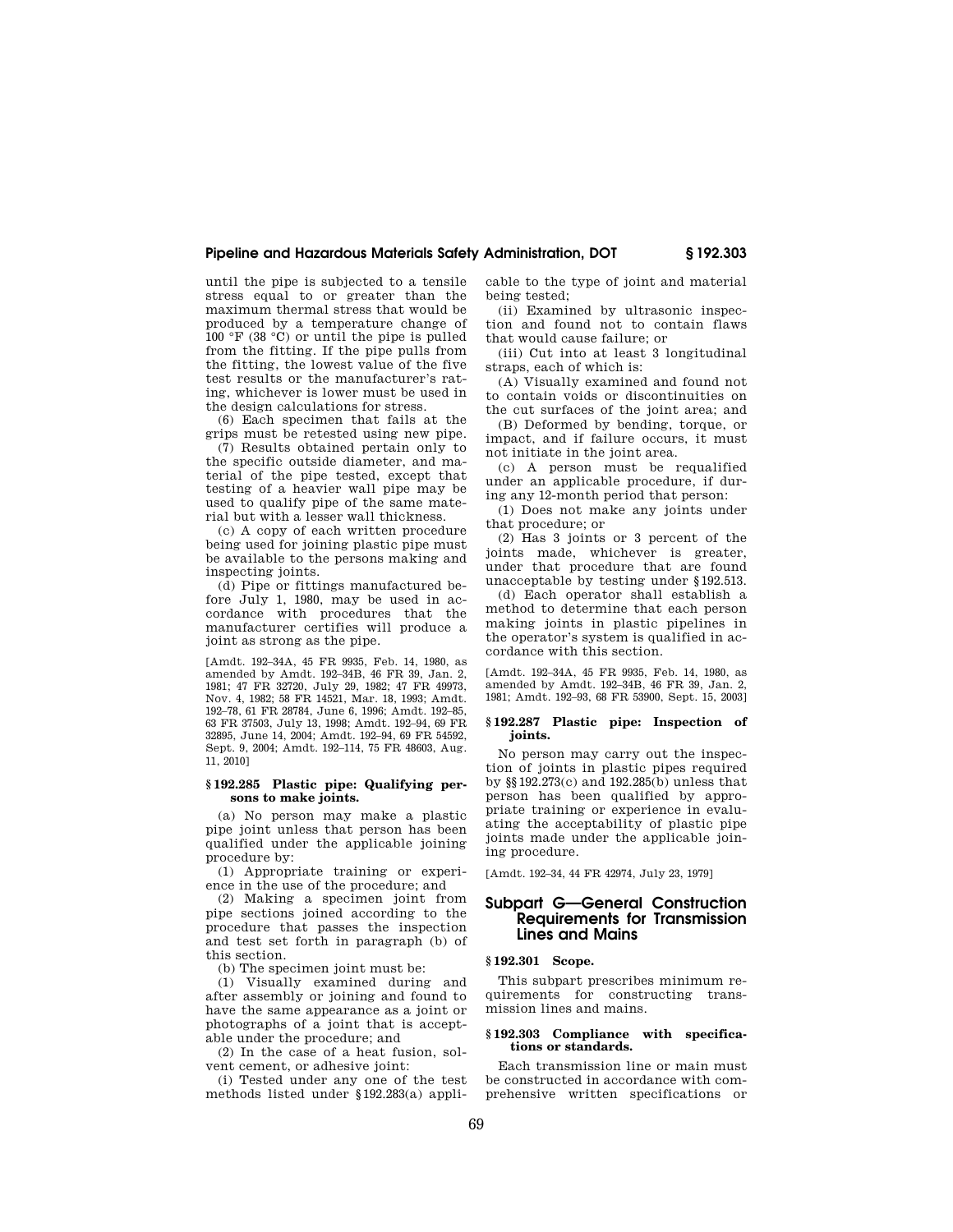until the pipe is subjected to a tensile stress equal to or greater than the maximum thermal stress that would be produced by a temperature change of 100 °F (38 °C) or until the pipe is pulled from the fitting. If the pipe pulls from the fitting, the lowest value of the five test results or the manufacturer's rating, whichever is lower must be used in the design calculations for stress.

(6) Each specimen that fails at the grips must be retested using new pipe.

(7) Results obtained pertain only to the specific outside diameter, and material of the pipe tested, except that testing of a heavier wall pipe may be used to qualify pipe of the same material but with a lesser wall thickness.

(c) A copy of each written procedure being used for joining plastic pipe must be available to the persons making and inspecting joints.

(d) Pipe or fittings manufactured before July 1, 1980, may be used in accordance with procedures that the manufacturer certifies will produce a joint as strong as the pipe.

[Amdt. 192–34A, 45 FR 9935, Feb. 14, 1980, as amended by Amdt. 192–34B, 46 FR 39, Jan. 2, 1981; 47 FR 32720, July 29, 1982; 47 FR 49973, Nov. 4, 1982; 58 FR 14521, Mar. 18, 1993; Amdt. 192–78, 61 FR 28784, June 6, 1996; Amdt. 192–85, 63 FR 37503, July 13, 1998; Amdt. 192–94, 69 FR 32895, June 14, 2004; Amdt. 192–94, 69 FR 54592, Sept. 9, 2004; Amdt. 192–114, 75 FR 48603, Aug. 11, 2010]

### § 192.285 Plastic pipe: Qualifying persons to make joints.

(a) No person may make a plastic pipe joint unless that person has been qualified under the applicable joining procedure by:

(1) Appropriate training or experience in the use of the procedure; and

(2) Making a specimen joint from pipe sections joined according to the procedure that passes the inspection and test set forth in paragraph (b) of this section.

(b) The specimen joint must be:

(1) Visually examined during and after assembly or joining and found to have the same appearance as a joint or photographs of a joint that is acceptable under the procedure; and

(2) In the case of a heat fusion, solvent cement, or adhesive joint:

(i) Tested under any one of the test methods listed under §192.283(a) applicable to the type of joint and material being tested;

(ii) Examined by ultrasonic inspection and found not to contain flaws that would cause failure; or

(iii) Cut into at least 3 longitudinal straps, each of which is:

(A) Visually examined and found not to contain voids or discontinuities on the cut surfaces of the joint area; and

(B) Deformed by bending, torque, or impact, and if failure occurs, it must not initiate in the joint area.

(c) A person must be requalified under an applicable procedure, if during any 12-month period that person:

(1) Does not make any joints under that procedure; or

(2) Has 3 joints or 3 percent of the joints made, whichever is greater, under that procedure that are found unacceptable by testing under §192.513.

(d) Each operator shall establish a method to determine that each person making joints in plastic pipelines in the operator's system is qualified in accordance with this section.

[Amdt. 192–34A, 45 FR 9935, Feb. 14, 1980, as amended by Amdt. 192–34B, 46 FR 39, Jan. 2, 1981; Amdt. 192–93, 68 FR 53900, Sept. 15, 2003]

### § 192.287 Plastic pipe: Inspection of joints.

No person may carry out the inspection of joints in plastic pipes required by §§192.273(c) and 192.285(b) unless that person has been qualified by appropriate training or experience in evaluating the acceptability of plastic pipe joints made under the applicable joining procedure.

[Amdt. 192–34, 44 FR 42974, July 23, 1979]

## Subpart G—General Construction Requirements for Transmission Lines and Mains

### § 192.301 Scope.

This subpart prescribes minimum requirements for constructing transmission lines and mains.

### § 192.303 Compliance with specifications or standards.

Each transmission line or main must be constructed in accordance with comprehensive written specifications or